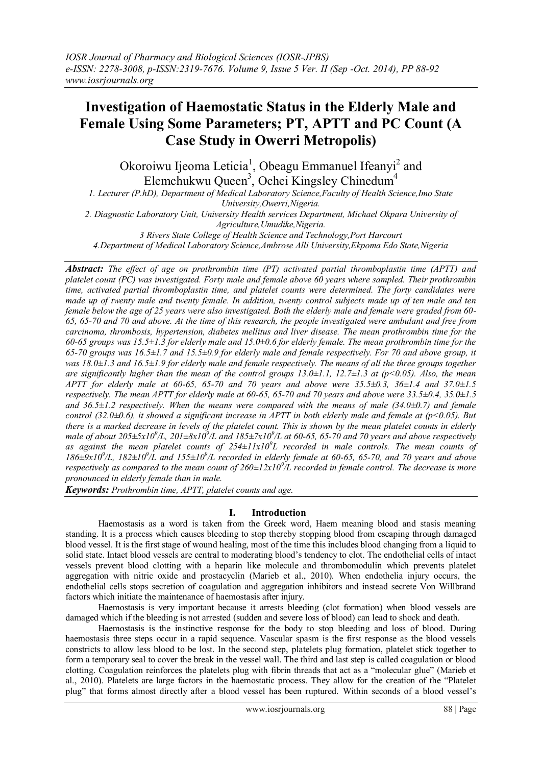# Investigation of Haemostatic Status in the Elderly Male and Female Using Some Parameters; PT, APTT and PC Count (A Case Study in Owerri Metropolis)

Okoroiwu Ijeoma Leticia[1], Obeagu Emmanuel Ifeanyi[2] and Elemchukwu Queen[3], Ochei Kingsley Chinedum[4]

1. Lecturer (P.hD), Department of Medical Laboratory Science,Faculty of Health Science,Imo State University,Owerri,Nigeria.
2. Diagnostic Laboratory Unit, University Health services Department, Michael Okpara University of Agriculture,Umudike,Nigeria.
3 Rivers State College of Health Science and Technology,Port Harcourt
4.Department of Medical Laboratory Science,Ambrose Alli University,Ekpoma Edo State,Nigeria

***Abstract:*** *The effect of age on prothrombin time (PT) activated partial thromboplastin time (APTT) and platelet count (PC) was investigated. Forty male and female above 60 years where sampled. Their prothrombin time, activated partial thromboplastin time, and platelet counts were determined. The forty candidates were made up of twenty male and twenty female. In addition, twenty control subjects made up of ten male and ten female below the age of 25 years were also investigated. Both the elderly male and female were graded from 60-65, 65-70 and 70 and above. At the time of this research, the people investigated were ambulant and free from carcinoma, thrombosis, hypertension, diabetes mellitus and liver disease. The mean prothrombin time for the 60-65 groups was 15.5±1.3 for elderly male and 15.0±0.6 for elderly female. The mean prothrombin time for the 65-70 groups was 16.5±1.7 and 15.5±0.9 for elderly male and female respectively. For 70 and above group, it was 18.0±1.3 and 16.5±1.9 for elderly male and female respectively. The means of all the three groups together are significantly higher than the mean of the control groups 13.0±1.1, 12.7±1.3 at ($p<0.05$). Also, the mean APTT for elderly male at 60-65, 65-70 and 70 years and above were 35.5±0.3, 36±1.4 and 37.0±1.5 respectively. The mean APTT for elderly male at 60-65, 65-70 and 70 years and above were 33.5±0.4, 35.0±1.5 and 36.5±1.2 respectively. When the means were compared with the means of male (34.0±0.7) and female control (32.0±0.6), it showed a significant increase in APTT in both elderly male and female at ($p<0.05$). But there is a marked decrease in levels of the platelet count. This is shown by the mean platelet counts in elderly male of about 205±5x$10^9$/L, 201±8x$10^9$/L and 185±7x$10^9$/L at 60-65, 65-70 and 70 years and above respectively as against the mean platelet counts of 254±11x$10^9$L recorded in male controls. The mean counts of 186±9x$10^9$/L, 182±$10^9$/L and 155±$10^9$/L recorded in elderly female at 60-65, 65-70, and 70 years and above respectively as compared to the mean count of 260±12x$10^9$/L recorded in female control. The decrease is more pronounced in elderly female than in male.*

***Keywords:*** *Prothrombin time, APTT, platelet counts and age.*

## I. Introduction

Haemostasis as a word is taken from the Greek word, Haem meaning blood and stasis meaning standing. It is a process which causes bleeding to stop thereby stopping blood from escaping through damaged blood vessel. It is the first stage of wound healing, most of the time this includes blood changing from a liquid to solid state. Intact blood vessels are central to moderating blood's tendency to clot. The endothelial cells of intact vessels prevent blood clotting with a heparin like molecule and thrombomodulin which prevents platelet aggregation with nitric oxide and prostacyclin (Marieb et al., 2010). When endothelia injury occurs, the endothelial cells stops secretion of coagulation and aggregation inhibitors and instead secrete Von Willbrand factors which initiate the maintenance of haemostasis after injury.

Haemostasis is very important because it arrests bleeding (clot formation) when blood vessels are damaged which if the bleeding is not arrested (sudden and severe loss of blood) can lead to shock and death.

Haemostasis is the instinctive response for the body to stop bleeding and loss of blood. During haemostasis three steps occur in a rapid sequence. Vascular spasm is the first response as the blood vessels constricts to allow less blood to be lost. In the second step, platelets plug formation, platelet stick together to form a temporary seal to cover the break in the vessel wall. The third and last step is called coagulation or blood clotting. Coagulation reinforces the platelets plug with fibrin threads that act as a "molecular glue" (Marieb et al., 2010). Platelets are large factors in the haemostatic process. They allow for the creation of the "Platelet plug" that forms almost directly after a blood vessel has been ruptured. Within seconds of a blood vessel's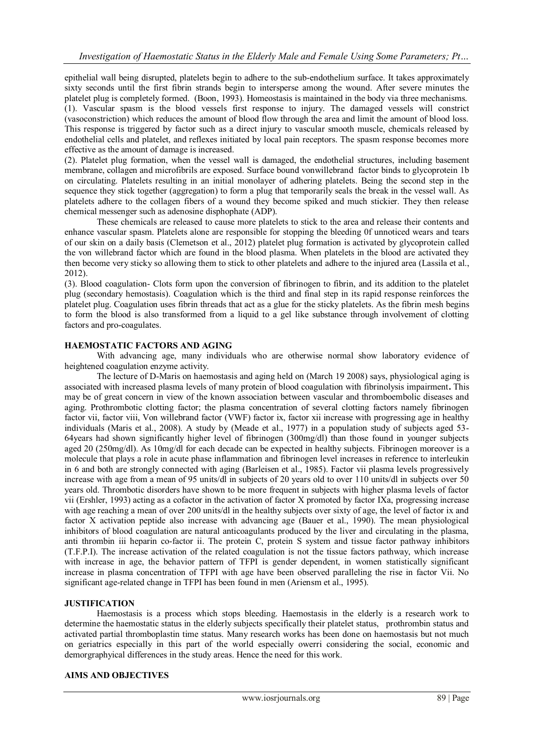epithelial wall being disrupted, platelets begin to adhere to the sub-endothelium surface. It takes approximately sixty seconds until the first fibrin strands begin to intersperse among the wound. After severe minutes the platelet plug is completely formed. (Boon, 1993). Homeostasis is maintained in the body via three mechanisms.

(1). Vascular spasm is the blood vessels first response to injury. The damaged vessels will constrict (vasoconstriction) which reduces the amount of blood flow through the area and limit the amount of blood loss. This response is triggered by factor such as a direct injury to vascular smooth muscle, chemicals released by endothelial cells and platelet, and reflexes initiated by local pain receptors. The spasm response becomes more effective as the amount of damage is increased.

(2). Platelet plug formation, when the vessel wall is damaged, the endothelial structures, including basement membrane, collagen and microfibrils are exposed. Surface bound vonwillebrand factor binds to glycoprotein 1b on circulating. Platelets resulting in an initial monolayer of adhering platelets. Being the second step in the sequence they stick together (aggregation) to form a plug that temporarily seals the break in the vessel wall. As platelets adhere to the collagen fibers of a wound they become spiked and much stickier. They then release chemical messenger such as adenosine disphophate (ADP).

These chemicals are released to cause more platelets to stick to the area and release their contents and enhance vascular spasm. Platelets alone are responsible for stopping the bleeding 0f unnoticed wears and tears of our skin on a daily basis (Clemetson et al., 2012) platelet plug formation is activated by glycoprotein called the von willebrand factor which are found in the blood plasma. When platelets in the blood are activated they then become very sticky so allowing them to stick to other platelets and adhere to the injured area (Lassila et al., 2012).

(3). Blood coagulation- Clots form upon the conversion of fibrinogen to fibrin, and its addition to the platelet plug (secondary hemostasis). Coagulation which is the third and final step in its rapid response reinforces the platelet plug. Coagulation uses fibrin threads that act as a glue for the sticky platelets. As the fibrin mesh begins to form the blood is also transformed from a liquid to a gel like substance through involvement of clotting factors and pro-coagulates.

## HAEMOSTATIC FACTORS AND AGING

With advancing age, many individuals who are otherwise normal show laboratory evidence of heightened coagulation enzyme activity.

The lecture of D-Maris on haemostasis and aging held on (March 19 2008) says, physiological aging is associated with increased plasma levels of many protein of blood coagulation with fibrinolysis impairment**.** This may be of great concern in view of the known association between vascular and thromboembolic diseases and aging. Prothrombotic clotting factor; the plasma concentration of several clotting factors namely fibrinogen factor vii, factor viii, Von willebrand factor (VWF) factor ix, factor xii increase with progressing age in healthy individuals (Maris et al., 2008). A study by (Meade et al., 1977) in a population study of subjects aged 53-64years had shown significantly higher level of fibrinogen (300mg/dl) than those found in younger subjects aged 20 (250mg/dl). As 10mg/dl for each decade can be expected in healthy subjects. Fibrinogen moreover is a molecule that plays a role in acute phase inflammation and fibrinogen level increases in reference to interleukin in 6 and both are strongly connected with aging (Barleisen et al., 1985). Factor vii plasma levels progressively increase with age from a mean of 95 units/dl in subjects of 20 years old to over 110 units/dl in subjects over 50 years old. Thrombotic disorders have shown to be more frequent in subjects with higher plasma levels of factor vii (Ershler, 1993) acting as a cofactor in the activation of factor X promoted by factor IXa, progressing increase with age reaching a mean of over 200 units/dl in the healthy subjects over sixty of age, the level of factor ix and factor X activation peptide also increase with advancing age (Bauer et al., 1990). The mean physiological inhibitors of blood coagulation are natural anticoagulants produced by the liver and circulating in the plasma, anti thrombin iii heparin co-factor ii. The protein C, protein S system and tissue factor pathway inhibitors (T.F.P.I). The increase activation of the related coagulation is not the tissue factors pathway, which increase with increase in age, the behavior pattern of TFPI is gender dependent, in women statistically significant increase in plasma concentration of TFPI with age have been observed paralleling the rise in factor Vii. No significant age-related change in TFPI has been found in men (Ariensm et al., 1995).

## JUSTIFICATION

Haemostasis is a process which stops bleeding. Haemostasis in the elderly is a research work to determine the haemostatic status in the elderly subjects specifically their platelet status, prothrombin status and activated partial thromboplastin time status. Many research works has been done on haemostasis but not much on geriatrics especially in this part of the world especially owerri considering the social, economic and demorgraphyical differences in the study areas. Hence the need for this work.

## AIMS AND OBJECTIVES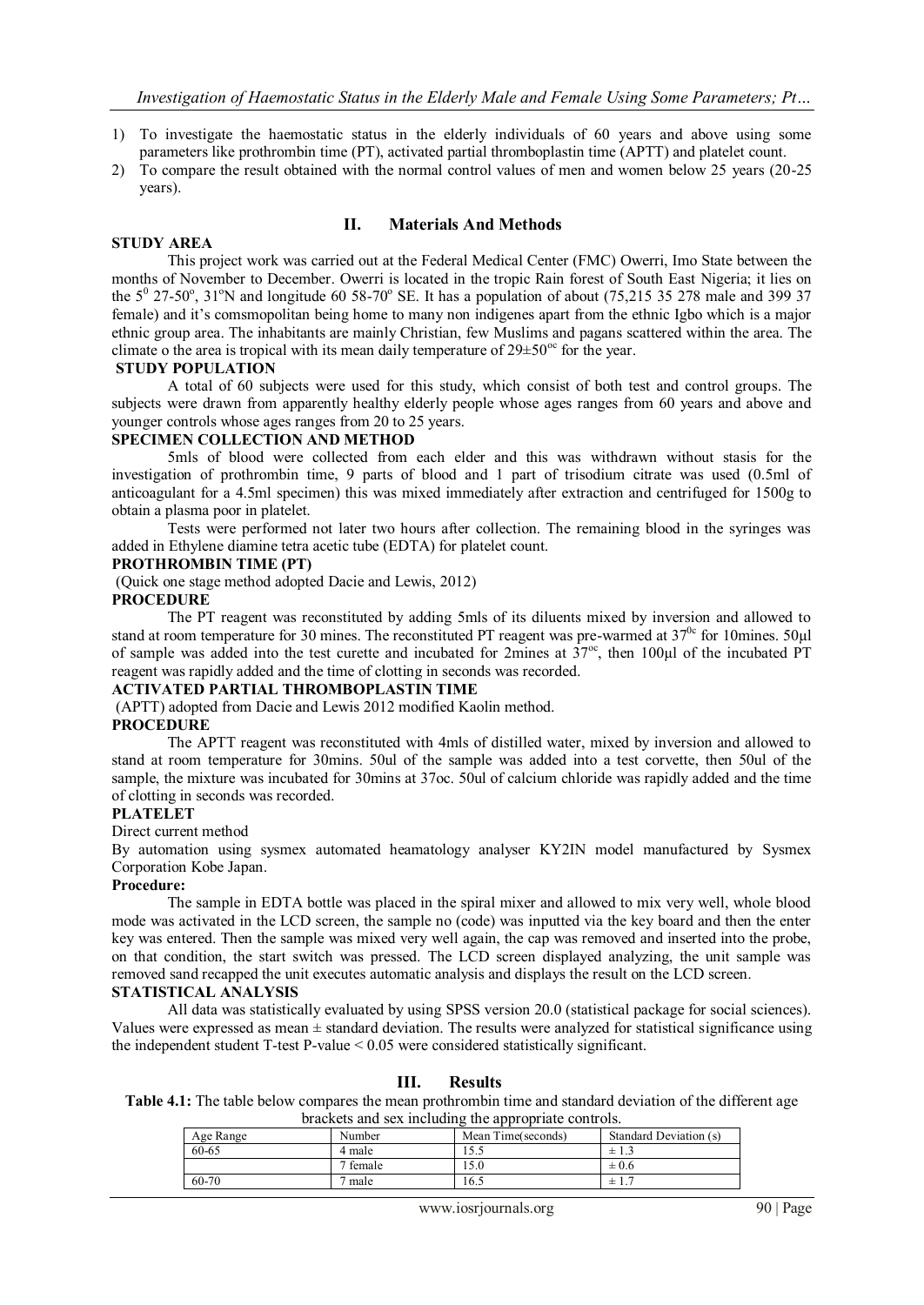1) To investigate the haemostatic status in the elderly individuals of 60 years and above using some parameters like prothrombin time (PT), activated partial thromboplastin time (APTT) and platelet count.
2) To compare the result obtained with the normal control values of men and women below 25 years (20-25 years).

## II. Materials And Methods

**STUDY AREA**

This project work was carried out at the Federal Medical Center (FMC) Owerri, Imo State between the months of November to December. Owerri is located in the tropic Rain forest of South East Nigeria; it lies on the $5^0$ 27-50°, 31°N and longitude 60 58-70° SE. It has a population of about (75,215 35 278 male and 399 37 female) and it's comsmopolitan being home to many non indigenes apart from the ethnic Igbo which is a major ethnic group area. The inhabitants are mainly Christian, few Muslims and pagans scattered within the area. The climate o the area is tropical with its mean daily temperature of $29\pm50^{oc}$ for the year.

**STUDY POPULATION**

A total of 60 subjects were used for this study, which consist of both test and control groups. The subjects were drawn from apparently healthy elderly people whose ages ranges from 60 years and above and younger controls whose ages ranges from 20 to 25 years.

**SPECIMEN COLLECTION AND METHOD**

5mls of blood were collected from each elder and this was withdrawn without stasis for the investigation of prothrombin time, 9 parts of blood and 1 part of trisodium citrate was used (0.5ml of anticoagulant for a 4.5ml specimen) this was mixed immediately after extraction and centrifuged for 1500g to obtain a plasma poor in platelet.

Tests were performed not later two hours after collection. The remaining blood in the syringes was added in Ethylene diamine tetra acetic tube (EDTA) for platelet count.

**PROTHROMBIN TIME (PT)**

(Quick one stage method adopted Dacie and Lewis, 2012)

**PROCEDURE**

The PT reagent was reconstituted by adding 5mls of its diluents mixed by inversion and allowed to stand at room temperature for 30 mines. The reconstituted PT reagent was pre-warmed at $37^{0c}$ for 10mines. 50µl of sample was added into the test curette and incubated for 2mines at $37^{oc}$, then 100µl of the incubated PT reagent was rapidly added and the time of clotting in seconds was recorded.

**ACTIVATED PARTIAL THROMBOPLASTIN TIME**

(APTT) adopted from Dacie and Lewis 2012 modified Kaolin method.

**PROCEDURE**

The APTT reagent was reconstituted with 4mls of distilled water, mixed by inversion and allowed to stand at room temperature for 30mins. 50ul of the sample was added into a test corvette, then 50ul of the sample, the mixture was incubated for 30mins at 37oc. 50ul of calcium chloride was rapidly added and the time of clotting in seconds was recorded.

**PLATELET**

Direct current method

By automation using sysmex automated heamatology analyser KY2IN model manufactured by Sysmex Corporation Kobe Japan.

**Procedure:**

The sample in EDTA bottle was placed in the spiral mixer and allowed to mix very well, whole blood mode was activated in the LCD screen, the sample no (code) was inputted via the key board and then the enter key was entered. Then the sample was mixed very well again, the cap was removed and inserted into the probe, on that condition, the start switch was pressed. The LCD screen displayed analyzing, the unit sample was removed sand recapped the unit executes automatic analysis and displays the result on the LCD screen.

**STATISTICAL ANALYSIS**

All data was statistically evaluated by using SPSS version 20.0 (statistical package for social sciences). Values were expressed as mean ± standard deviation. The results were analyzed for statistical significance using the independent student T-test P-value < 0.05 were considered statistically significant.

## III. Results

**Table 4.1:** The table below compares the mean prothrombin time and standard deviation of the different age brackets and sex including the appropriate controls.

| Age Range | Number | Mean Time(seconds) | Standard Deviation (s) |
|---|---|---|---|
| 60-65 | 4 male | 15.5 | ± 1.3 |
| | 7 female | 15.0 | ± 0.6 |
| 60-70 | 7 male | 16.5 | ± 1.7 |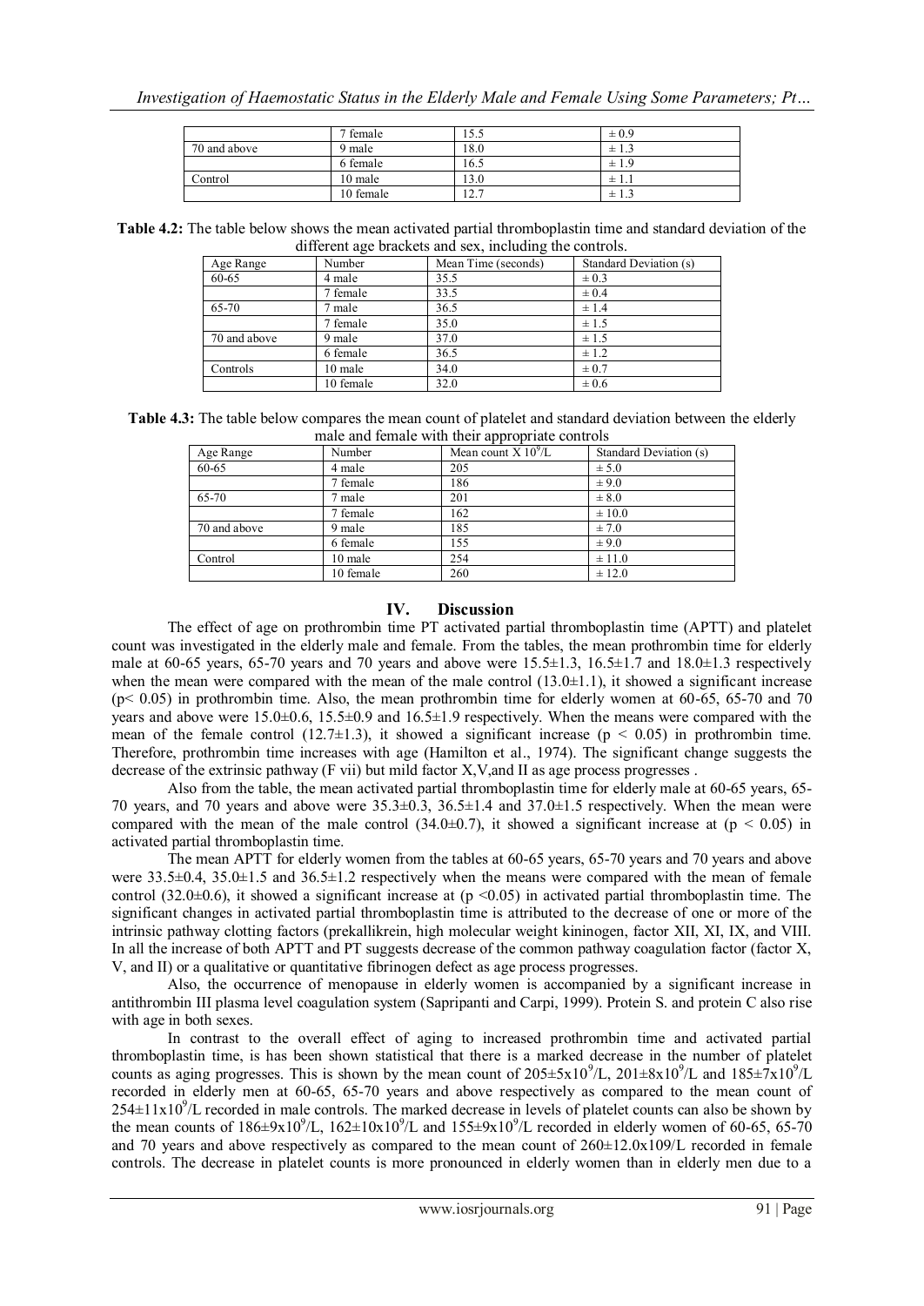|  | 7 female | 15.5 | ± 0.9 |
|---|---|---|---|
| 70 and above | 9 male | 18.0 | ± 1.3 |
|  | 6 female | 16.5 | ± 1.9 |
| Control | 10 male | 13.0 | ± 1.1 |
|  | 10 female | 12.7 | ± 1.3 |

**Table 4.2:** The table below shows the mean activated partial thromboplastin time and standard deviation of the different age brackets and sex, including the controls.

| Age Range | Number | Mean Time (seconds) | Standard Deviation (s) |
|---|---|---|---|
| 60-65 | 4 male | 35.5 | ± 0.3 |
|  | 7 female | 33.5 | ± 0.4 |
| 65-70 | 7 male | 36.5 | ± 1.4 |
|  | 7 female | 35.0 | ± 1.5 |
| 70 and above | 9 male | 37.0 | ± 1.5 |
|  | 6 female | 36.5 | ± 1.2 |
| Controls | 10 male | 34.0 | ± 0.7 |
|  | 10 female | 32.0 | ± 0.6 |

**Table 4.3:** The table below compares the mean count of platelet and standard deviation between the elderly male and female with their appropriate controls

| Age Range | Number | Mean count X $10^9$/L | Standard Deviation (s) |
|---|---|---|---|
| 60-65 | 4 male | 205 | ± 5.0 |
|  | 7 female | 186 | ± 9.0 |
| 65-70 | 7 male | 201 | ± 8.0 |
|  | 7 female | 162 | ± 10.0 |
| 70 and above | 9 male | 185 | ± 7.0 |
|  | 6 female | 155 | ± 9.0 |
| Control | 10 male | 254 | ± 11.0 |
|  | 10 female | 260 | ± 12.0 |

## IV. Discussion

The effect of age on prothrombin time PT activated partial thromboplastin time (APTT) and platelet count was investigated in the elderly male and female. From the tables, the mean prothrombin time for elderly male at 60-65 years, 65-70 years and 70 years and above were 15.5±1.3, 16.5±1.7 and 18.0±1.3 respectively when the mean were compared with the mean of the male control (13.0±1.1), it showed a significant increase ($p< 0.05$) in prothrombin time. Also, the mean prothrombin time for elderly women at 60-65, 65-70 and 70 years and above were 15.0±0.6, 15.5±0.9 and 16.5±1.9 respectively. When the means were compared with the mean of the female control (12.7±1.3), it showed a significant increase ($p < 0.05$) in prothrombin time. Therefore, prothrombin time increases with age (Hamilton et al., 1974). The significant change suggests the decrease of the extrinsic pathway (F vii) but mild factor X,V,and II as age process progresses .

Also from the table, the mean activated partial thromboplastin time for elderly male at 60-65 years, 65-70 years, and 70 years and above were 35.3±0.3, 36.5±1.4 and 37.0±1.5 respectively. When the mean were compared with the mean of the male control (34.0±0.7), it showed a significant increase at ($p < 0.05$) in activated partial thromboplastin time.

The mean APTT for elderly women from the tables at 60-65 years, 65-70 years and 70 years and above were 33.5±0.4, 35.0±1.5 and 36.5±1.2 respectively when the means were compared with the mean of female control (32.0±0.6), it showed a significant increase at ($p <0.05$) in activated partial thromboplastin time. The significant changes in activated partial thromboplastin time is attributed to the decrease of one or more of the intrinsic pathway clotting factors (prekallikrein, high molecular weight kininogen, factor XII, XI, IX, and VIII. In all the increase of both APTT and PT suggests decrease of the common pathway coagulation factor (factor X, V, and II) or a qualitative or quantitative fibrinogen defect as age process progresses.

Also, the occurrence of menopause in elderly women is accompanied by a significant increase in antithrombin III plasma level coagulation system (Sapripanti and Carpi, 1999). Protein S. and protein C also rise with age in both sexes.

In contrast to the overall effect of aging to increased prothrombin time and activated partial thromboplastin time, is has been shown statistical that there is a marked decrease in the number of platelet counts as aging progresses. This is shown by the mean count of 205±5x$10^9$/L, 201±8x$10^9$/L and 185±7x$10^9$/L recorded in elderly men at 60-65, 65-70 years and above respectively as compared to the mean count of 254±11x$10^9$/L recorded in male controls. The marked decrease in levels of platelet counts can also be shown by the mean counts of 186±9x$10^9$/L, 162±10x$10^9$/L and 155±9x$10^9$/L recorded in elderly women of 60-65, 65-70 and 70 years and above respectively as compared to the mean count of 260±12.0x109/L recorded in female controls. The decrease in platelet counts is more pronounced in elderly women than in elderly men due to a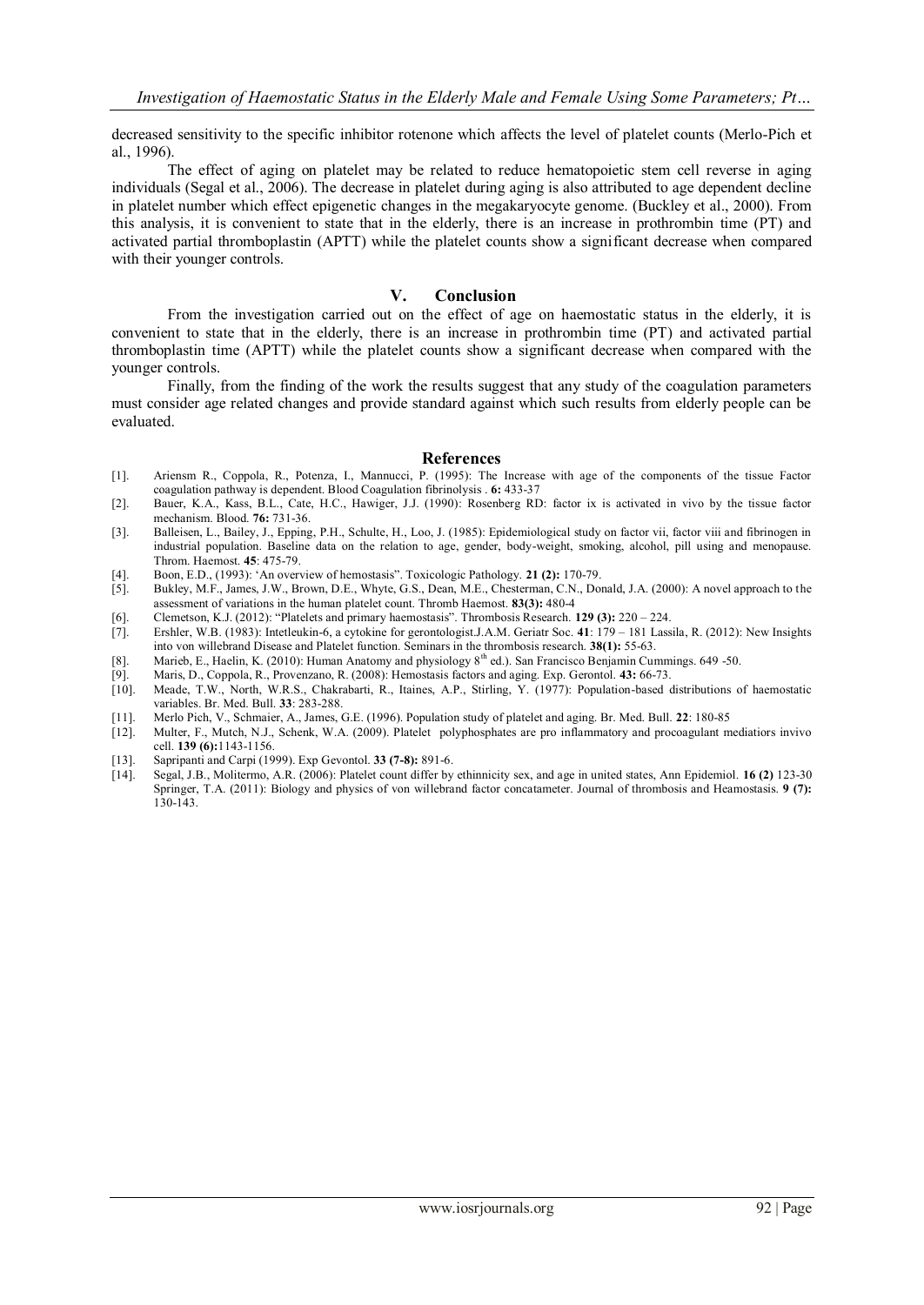decreased sensitivity to the specific inhibitor rotenone which affects the level of platelet counts (Merlo-Pich et al., 1996).

The effect of aging on platelet may be related to reduce hematopoietic stem cell reverse in aging individuals (Segal et al., 2006). The decrease in platelet during aging is also attributed to age dependent decline in platelet number which effect epigenetic changes in the megakaryocyte genome. (Buckley et al., 2000). From this analysis, it is convenient to state that in the elderly, there is an increase in prothrombin time (PT) and activated partial thromboplastin (APTT) while the platelet counts show a significant decrease when compared with their younger controls.

## V. Conclusion

From the investigation carried out on the effect of age on haemostatic status in the elderly, it is convenient to state that in the elderly, there is an increase in prothrombin time (PT) and activated partial thromboplastin time (APTT) while the platelet counts show a significant decrease when compared with the younger controls.

Finally, from the finding of the work the results suggest that any study of the coagulation parameters must consider age related changes and provide standard against which such results from elderly people can be evaluated.

## References

[1]. Ariensm R., Coppola, R., Potenza, I., Mannucci, P. (1995): The Increase with age of the components of the tissue Factor coagulation pathway is dependent. Blood Coagulation fibrinolysis . **6:** 433-37

[2]. Bauer, K.A., Kass, B.L., Cate, H.C., Hawiger, J.J. (1990): Rosenberg RD: factor ix is activated in vivo by the tissue factor mechanism. Blood. **76:** 731-36.

[3]. Balleisen, L., Bailey, J., Epping, P.H., Schulte, H., Loo, J. (1985): Epidemiological study on factor vii, factor viii and fibrinogen in industrial population. Baseline data on the relation to age, gender, body-weight, smoking, alcohol, pill using and menopause. Throm. Haemost. **45**: 475-79.

[4]. Boon, E.D., (1993): 'An overview of hemostasis". Toxicologic Pathology. **21 (2):** 170-79.

[5]. Bukley, M.F., James, J.W., Brown, D.E., Whyte, G.S., Dean, M.E., Chesterman, C.N., Donald, J.A. (2000): A novel approach to the assessment of variations in the human platelet count. Thromb Haemost. **83(3):** 480-4

[6]. Clemetson, K.J. (2012): "Platelets and primary haemostasis". Thrombosis Research. **129 (3):** 220 – 224.

[7]. Ershler, W.B. (1983): Intetleukin-6, a cytokine for gerontologist.J.A.M. Geriatr Soc. **41**: 179 – 181 Lassila, R. (2012): New Insights into von willebrand Disease and Platelet function. Seminars in the thrombosis research. **38(1):** 55-63.

[8]. Marieb, E., Haelin, K. (2010): Human Anatomy and physiology 8th ed.). San Francisco Benjamin Cummings. 649 -50.

[9]. Maris, D., Coppola, R., Provenzano, R. (2008): Hemostasis factors and aging. Exp. Gerontol. **43:** 66-73.

[10]. Meade, T.W., North, W.R.S., Chakrabarti, R., Itaines, A.P., Stirling, Y. (1977): Population-based distributions of haemostatic variables. Br. Med. Bull. **33**: 283-288.

[11]. Merlo Pich, V., Schmaier, A., James, G.E. (1996). Population study of platelet and aging. Br. Med. Bull. **22**: 180-85

[12]. Multer, F., Mutch, N.J., Schenk, W.A. (2009). Platelet polyphosphates are pro inflammatory and procoagulant mediatiors invivo cell. **139 (6):**1143-1156.

[13]. Sapripanti and Carpi (1999). Exp Gevontol. **33 (7-8):** 891-6.

[14]. Segal, J.B., Molitermo, A.R. (2006): Platelet count differ by ethinnicity sex, and age in united states, Ann Epidemiol. **16 (2)** 123-30 Springer, T.A. (2011): Biology and physics of von willebrand factor concatameter. Journal of thrombosis and Heamostasis. **9 (7):** 130-143.